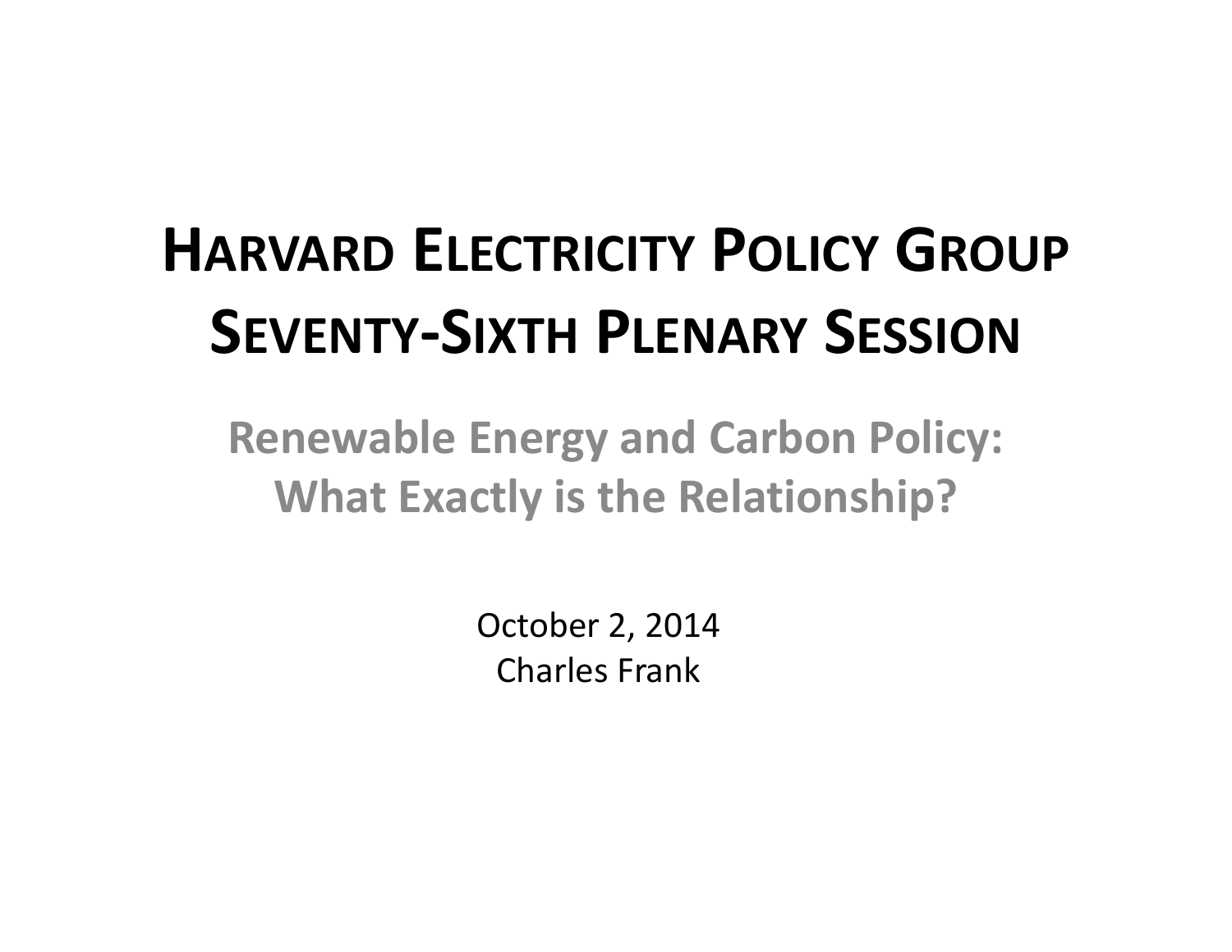# Harvard Electricity Policy Group
# Seventy-Sixth Plenary Session

## Renewable Energy and Carbon Policy: What Exactly is the Relationship?

October 2, 2014

Charles Frank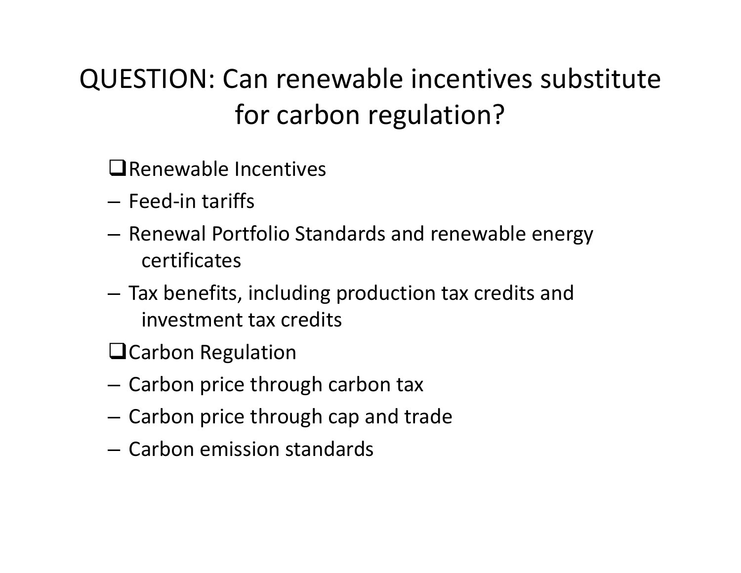# QUESTION: Can renewable incentives substitute for carbon regulation?

❑Renewable Incentives

- Feed-in tariffs
- Renewal Portfolio Standards and renewable energy certificates
- Tax benefits, including production tax credits and investment tax credits

❑Carbon Regulation

- Carbon price through carbon tax
- Carbon price through cap and trade
- Carbon emission standards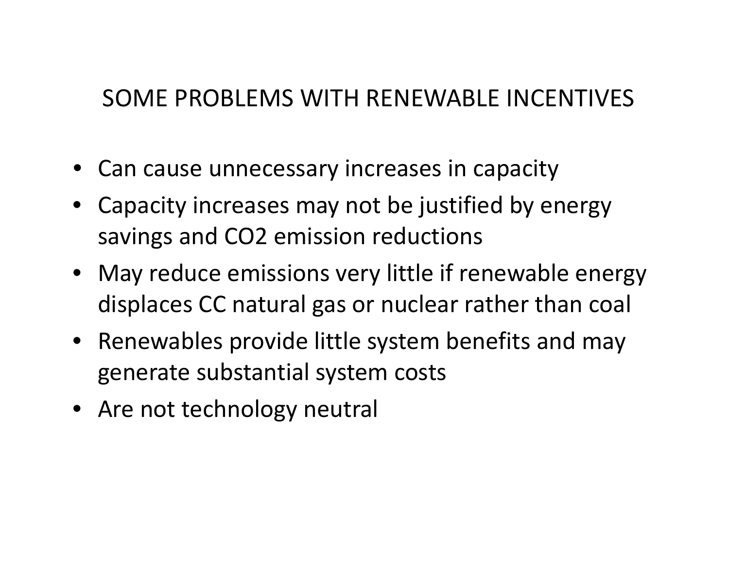## SOME PROBLEMS WITH RENEWABLE INCENTIVES

- Can cause unnecessary increases in capacity
- Capacity increases may not be justified by energy savings and $CO_2$ emission reductions
- May reduce emissions very little if renewable energy displaces CC natural gas or nuclear rather than coal
- Renewables provide little system benefits and may generate substantial system costs
- Are not technology neutral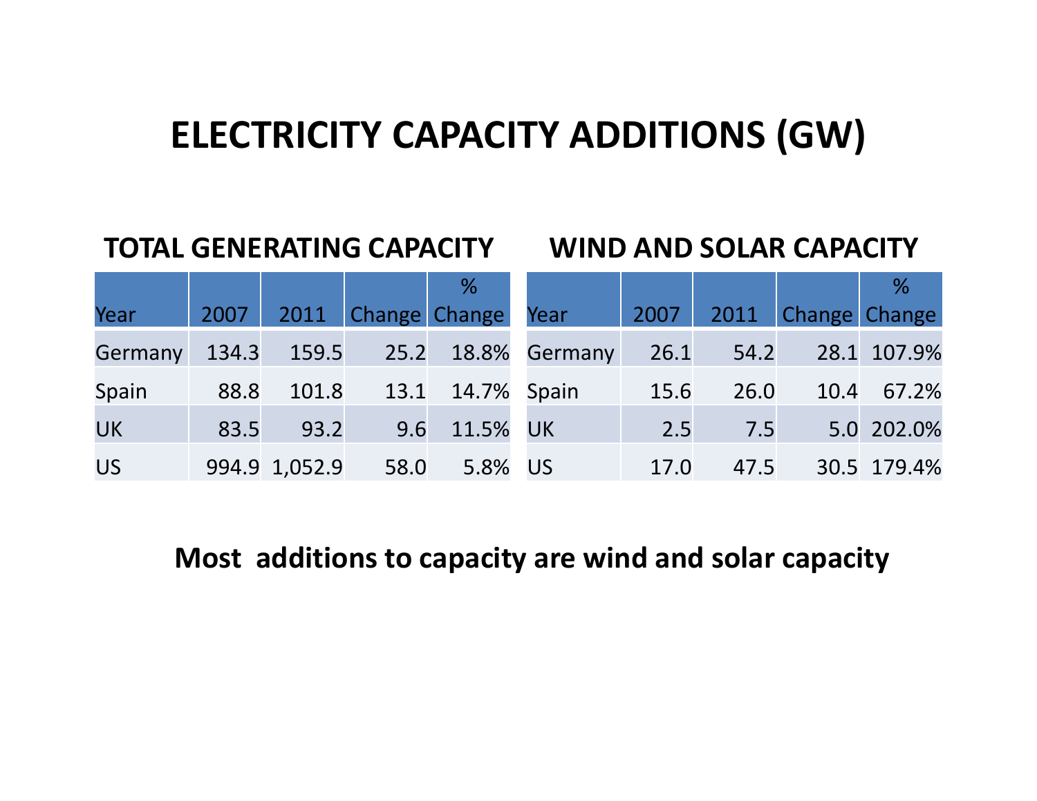# ELECTRICITY CAPACITY ADDITIONS (GW)

## TOTAL GENERATING CAPACITY

| Year | 2007 | 2011 | Change | % Change |
|---|---|---|---|---|
| Germany | 134.3 | 159.5 | 25.2 | 18.8% |
| Spain | 88.8 | 101.8 | 13.1 | 14.7% |
| UK | 83.5 | 93.2 | 9.6 | 11.5% |
| US | 994.9 | 1,052.9 | 58.0 | 5.8% |

## WIND AND SOLAR CAPACITY

| Year | 2007 | 2011 | Change | % Change |
|---|---|---|---|---|
| Germany | 26.1 | 54.2 | 28.1 | 107.9% |
| Spain | 15.6 | 26.0 | 10.4 | 67.2% |
| UK | 2.5 | 7.5 | 5.0 | 202.0% |
| US | 17.0 | 47.5 | 30.5 | 179.4% |

**Most additions to capacity are wind and solar capacity**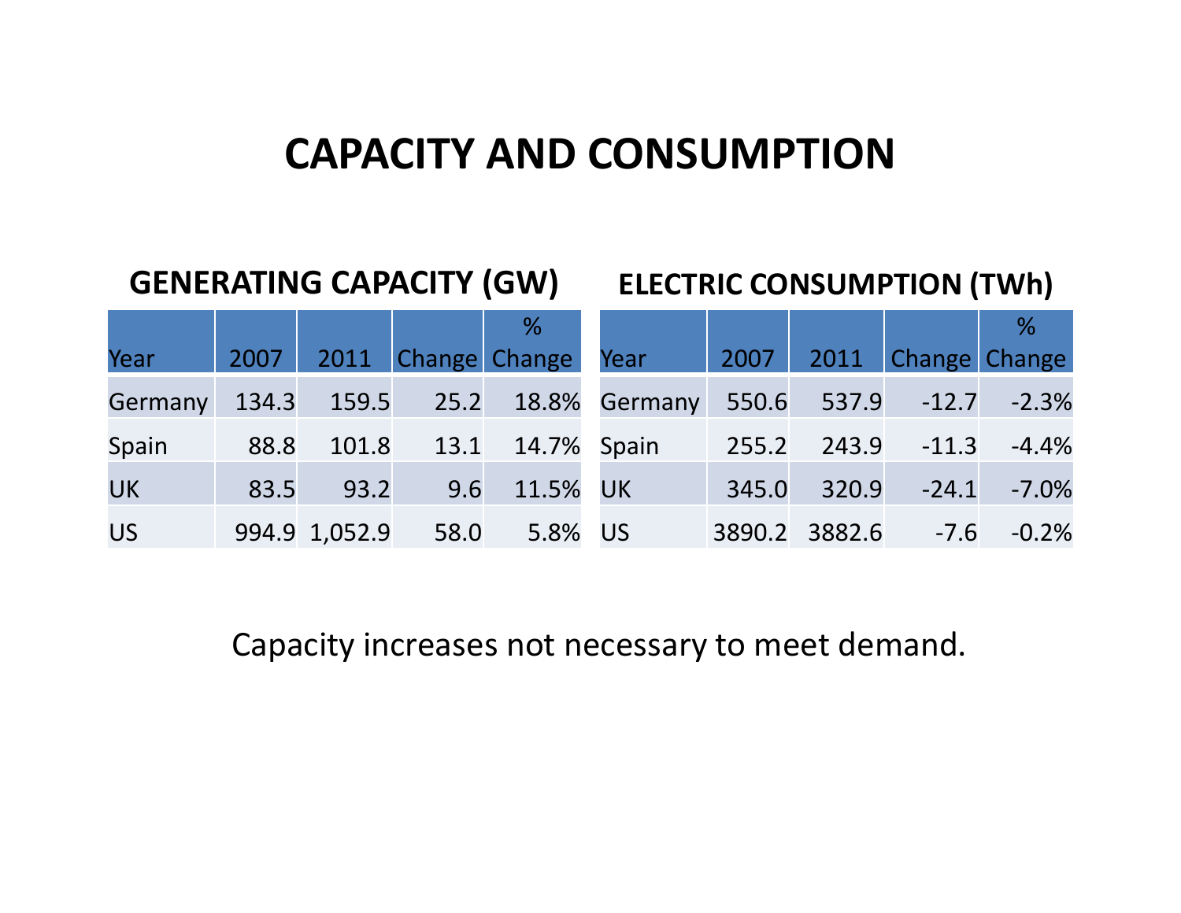# CAPACITY AND CONSUMPTION

## GENERATING CAPACITY (GW)

| Year | 2007 | 2011 | Change | % Change |
|---|---|---|---|---|
| Germany | 134.3 | 159.5 | 25.2 | 18.8% |
| Spain | 88.8 | 101.8 | 13.1 | 14.7% |
| UK | 83.5 | 93.2 | 9.6 | 11.5% |
| US | 994.9 | 1,052.9 | 58.0 | 5.8% |

## ELECTRIC CONSUMPTION (TWh)

| Year | 2007 | 2011 | Change | % Change |
|---|---|---|---|---|
| Germany | 550.6 | 537.9 | -12.7 | -2.3% |
| Spain | 255.2 | 243.9 | -11.3 | -4.4% |
| UK | 345.0 | 320.9 | -24.1 | -7.0% |
| US | 3890.2 | 3882.6 | -7.6 | -0.2% |

Capacity increases not necessary to meet demand.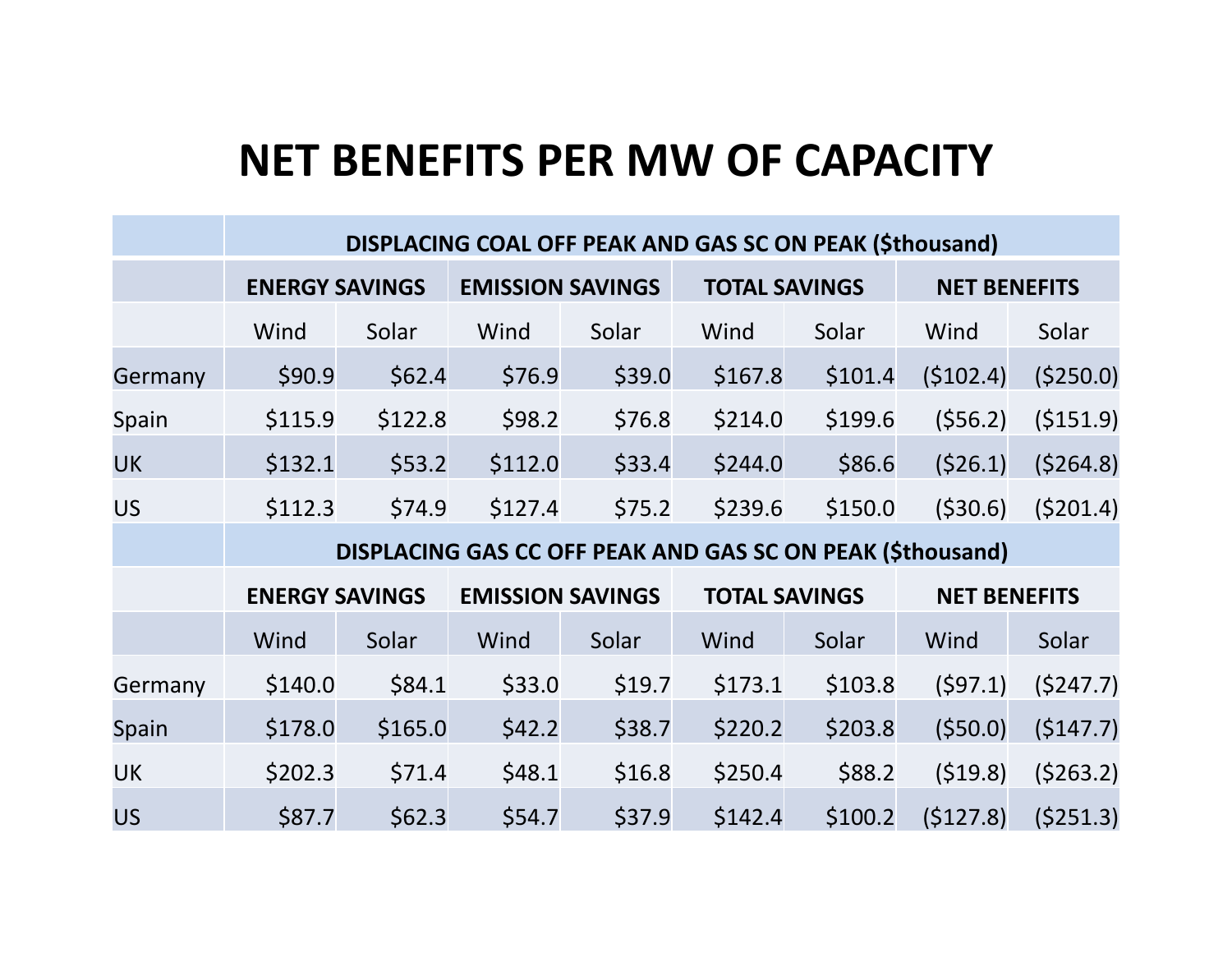# NET BENEFITS PER MW OF CAPACITY

| | DISPLACING COAL OFF PEAK AND GAS SC ON PEAK ($thousand) | | | | | | | |
|---|---|---|---|---|---|---|---|---|
| | ENERGY SAVINGS | | EMISSION SAVINGS | | TOTAL SAVINGS | | NET BENEFITS | |
| | Wind | Solar | Wind | Solar | Wind | Solar | Wind | Solar |
| Germany | $90.9 | $62.4 | $76.9 | $39.0 | $167.8 | $101.4 | ($102.4) | ($250.0) |
| Spain | $115.9 | $122.8 | $98.2 | $76.8 | $214.0 | $199.6 | ($56.2) | ($151.9) |
| UK | $132.1 | $53.2 | $112.0 | $33.4 | $244.0 | $86.6 | ($26.1) | ($264.8) |
| US | $112.3 | $74.9 | $127.4 | $75.2 | $239.6 | $150.0 | ($30.6) | ($201.4) |
| | DISPLACING GAS CC OFF PEAK AND GAS SC ON PEAK ($thousand) | | | | | | | |
| | ENERGY SAVINGS | | EMISSION SAVINGS | | TOTAL SAVINGS | | NET BENEFITS | |
| | Wind | Solar | Wind | Solar | Wind | Solar | Wind | Solar |
| Germany | $140.0 | $84.1 | $33.0 | $19.7 | $173.1 | $103.8 | ($97.1) | ($247.7) |
| Spain | $178.0 | $165.0 | $42.2 | $38.7 | $220.2 | $203.8 | ($50.0) | ($147.7) |
| UK | $202.3 | $71.4 | $48.1 | $16.8 | $250.4 | $88.2 | ($19.8) | ($263.2) |
| US | $87.7 | $62.3 | $54.7 | $37.9 | $142.4 | $100.2 | ($127.8) | ($251.3) |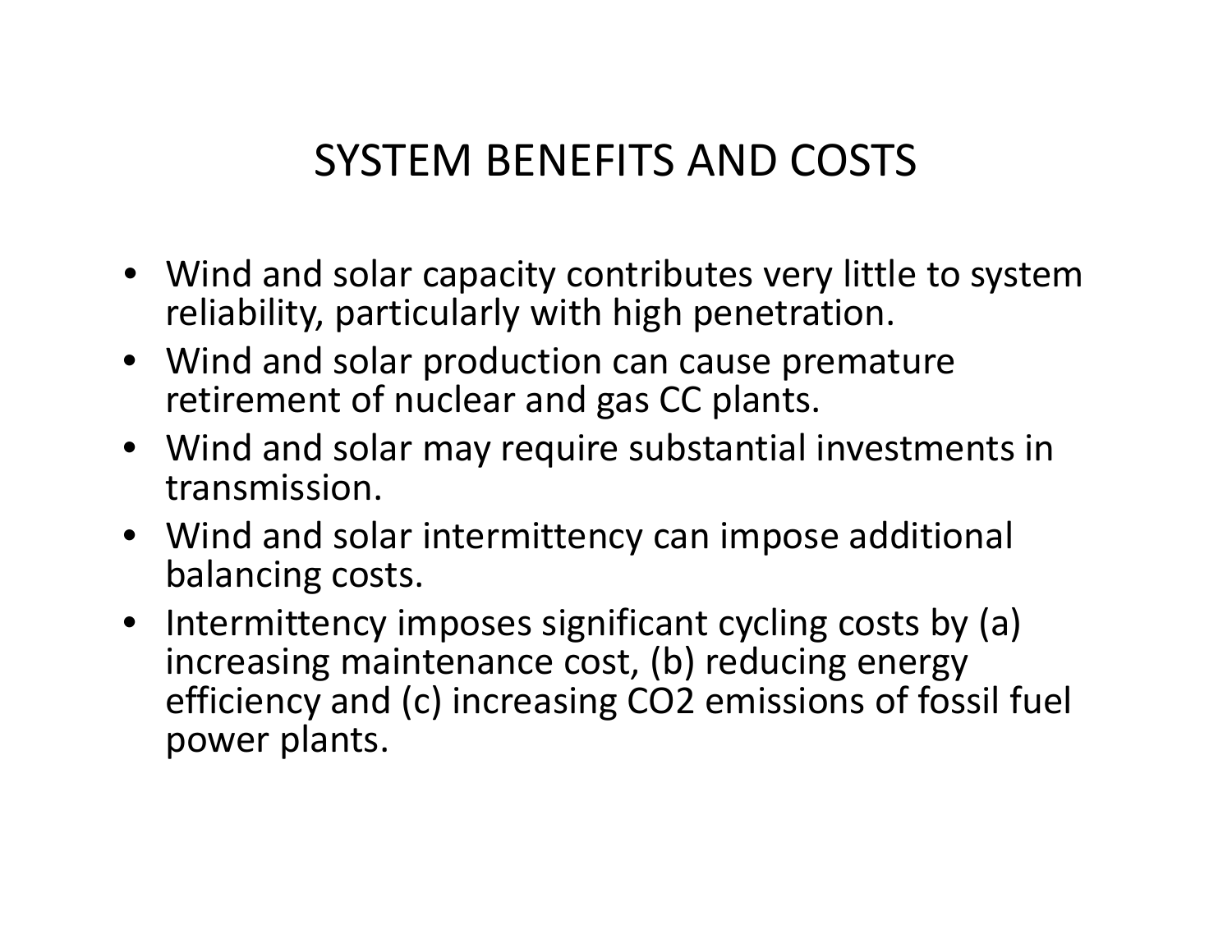# SYSTEM BENEFITS AND COSTS

- Wind and solar capacity contributes very little to system reliability, particularly with high penetration.
- Wind and solar production can cause premature retirement of nuclear and gas CC plants.
- Wind and solar may require substantial investments in transmission.
- Wind and solar intermittency can impose additional balancing costs.
- Intermittency imposes significant cycling costs by (a) increasing maintenance cost, (b) reducing energy efficiency and (c) increasing $CO_2$ emissions of fossil fuel power plants.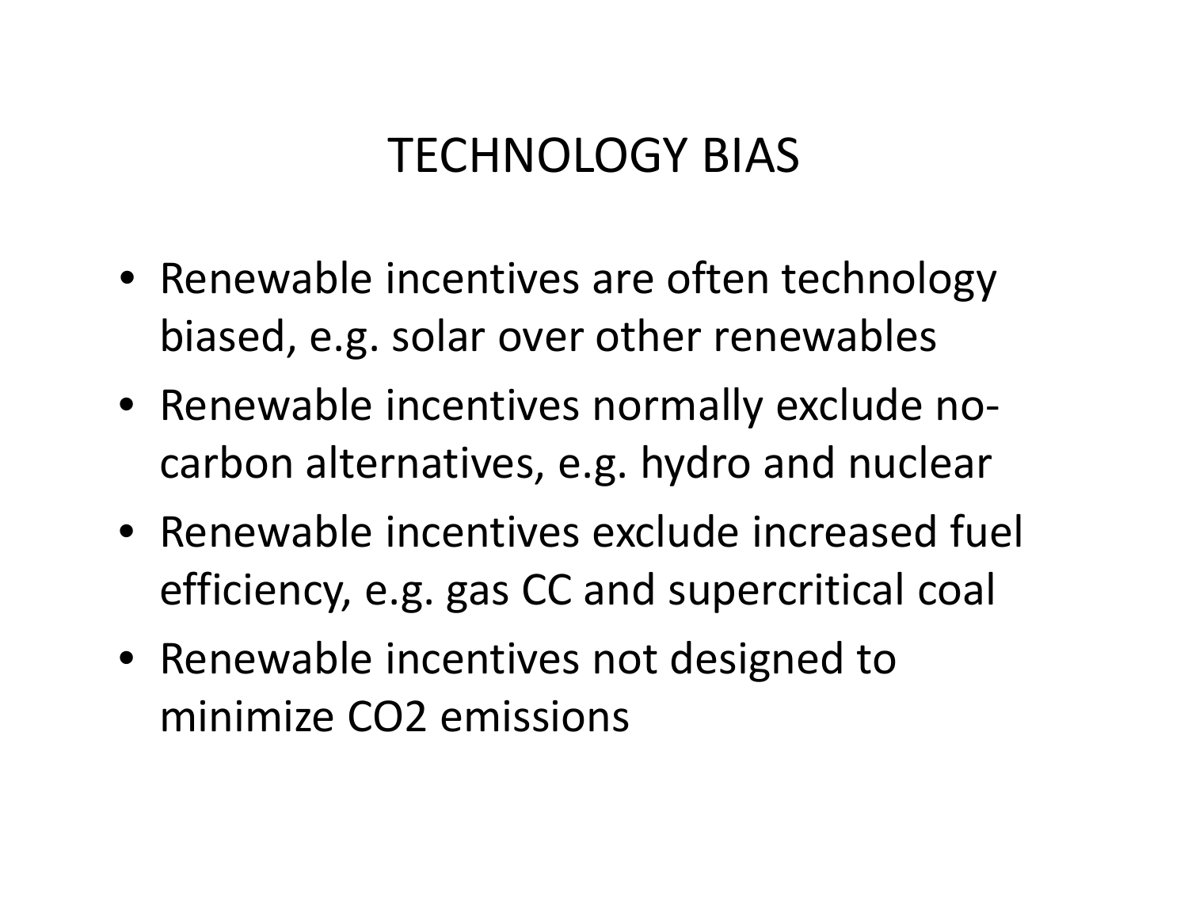# TECHNOLOGY BIAS

- Renewable incentives are often technology biased, e.g. solar over other renewables
- Renewable incentives normally exclude no-carbon alternatives, e.g. hydro and nuclear
- Renewable incentives exclude increased fuel efficiency, e.g. gas CC and supercritical coal
- Renewable incentives not designed to minimize $CO_2$ emissions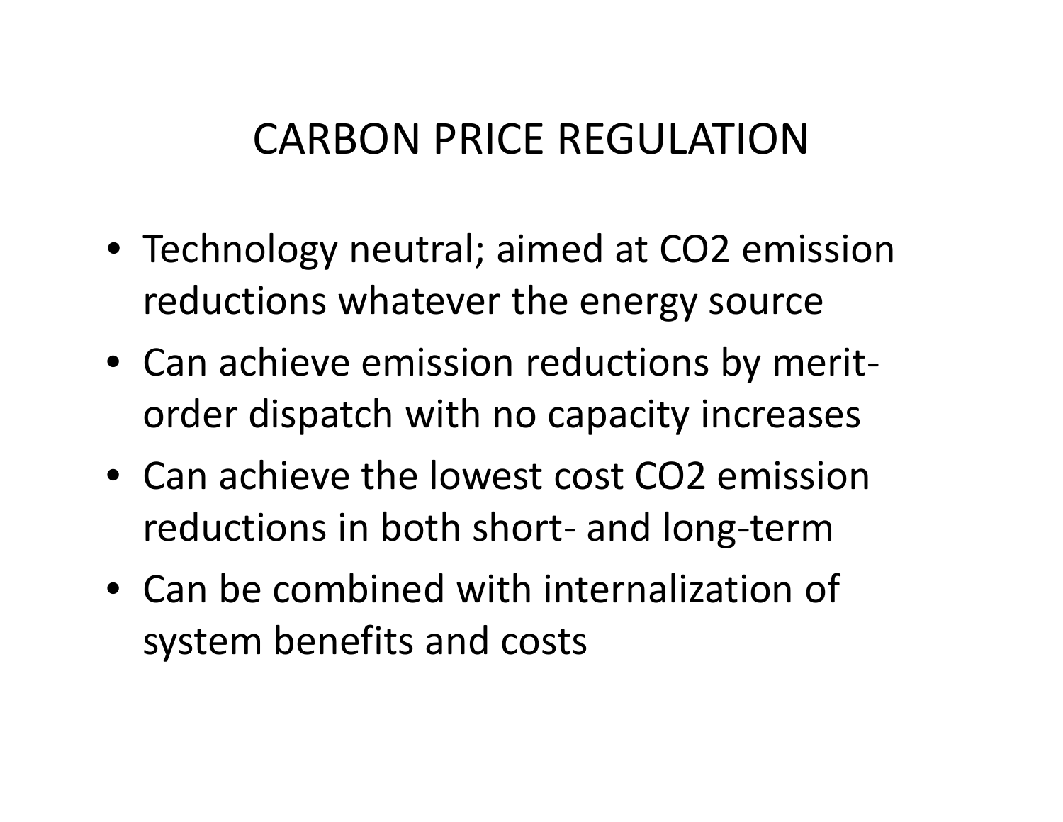# CARBON PRICE REGULATION

- Technology neutral; aimed at $CO_2$ emission reductions whatever the energy source
- Can achieve emission reductions by merit-order dispatch with no capacity increases
- Can achieve the lowest cost $CO_2$ emission reductions in both short- and long-term
- Can be combined with internalization of system benefits and costs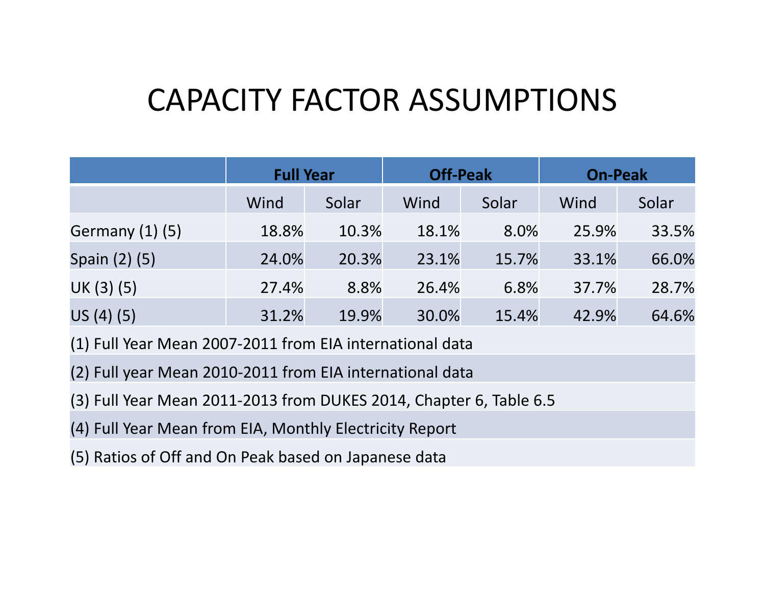# CAPACITY FACTOR ASSUMPTIONS

| | Full Year | | Off-Peak | | On-Peak | |
|---|---|---|---|---|---|---|
| | Wind | Solar | Wind | Solar | Wind | Solar |
| Germany (1) (5) | 18.8% | 10.3% | 18.1% | 8.0% | 25.9% | 33.5% |
| Spain (2) (5) | 24.0% | 20.3% | 23.1% | 15.7% | 33.1% | 66.0% |
| UK (3) (5) | 27.4% | 8.8% | 26.4% | 6.8% | 37.7% | 28.7% |
| US (4) (5) | 31.2% | 19.9% | 30.0% | 15.4% | 42.9% | 64.6% |

(1) Full Year Mean 2007-2011 from EIA international data

(2) Full year Mean 2010-2011 from EIA international data

(3) Full Year Mean 2011-2013 from DUKES 2014, Chapter 6, Table 6.5

(4) Full Year Mean from EIA, Monthly Electricity Report

(5) Ratios of Off and On Peak based on Japanese data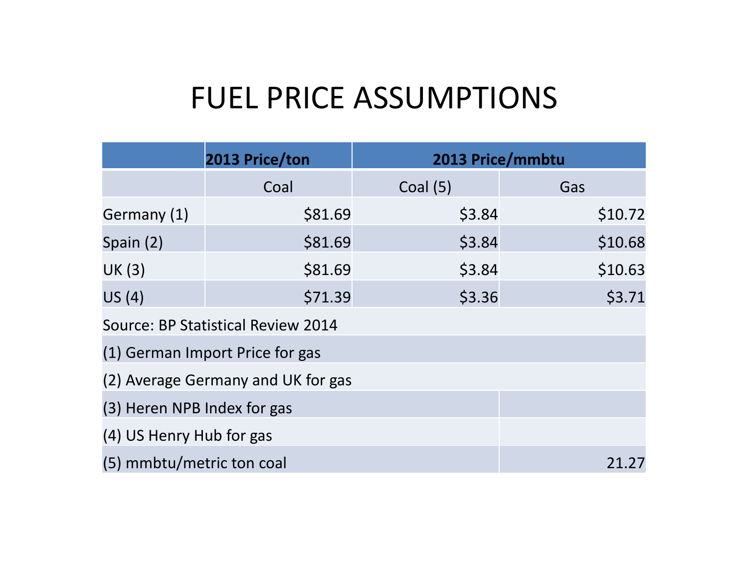# FUEL PRICE ASSUMPTIONS

| | 2013 Price/ton | 2013 Price/mmbtu | |
|---|---|---|---|
| | Coal | Coal (5) | Gas |
| Germany (1) | $81.69 | $3.84 | $10.72 |
| Spain (2) | $81.69 | $3.84 | $10.68 |
| UK (3) | $81.69 | $3.84 | $10.63 |
| US (4) | $71.39 | $3.36 | $3.71 |
| Source: BP Statistical Review 2014 | | | |
| (1) German Import Price for gas | | | |
| (2) Average Germany and UK for gas | | | |
| (3) Heren NPB Index for gas | | | |
| (4) US Henry Hub for gas | | | |
| (5) mmbtu/metric ton coal | | | 21.27 |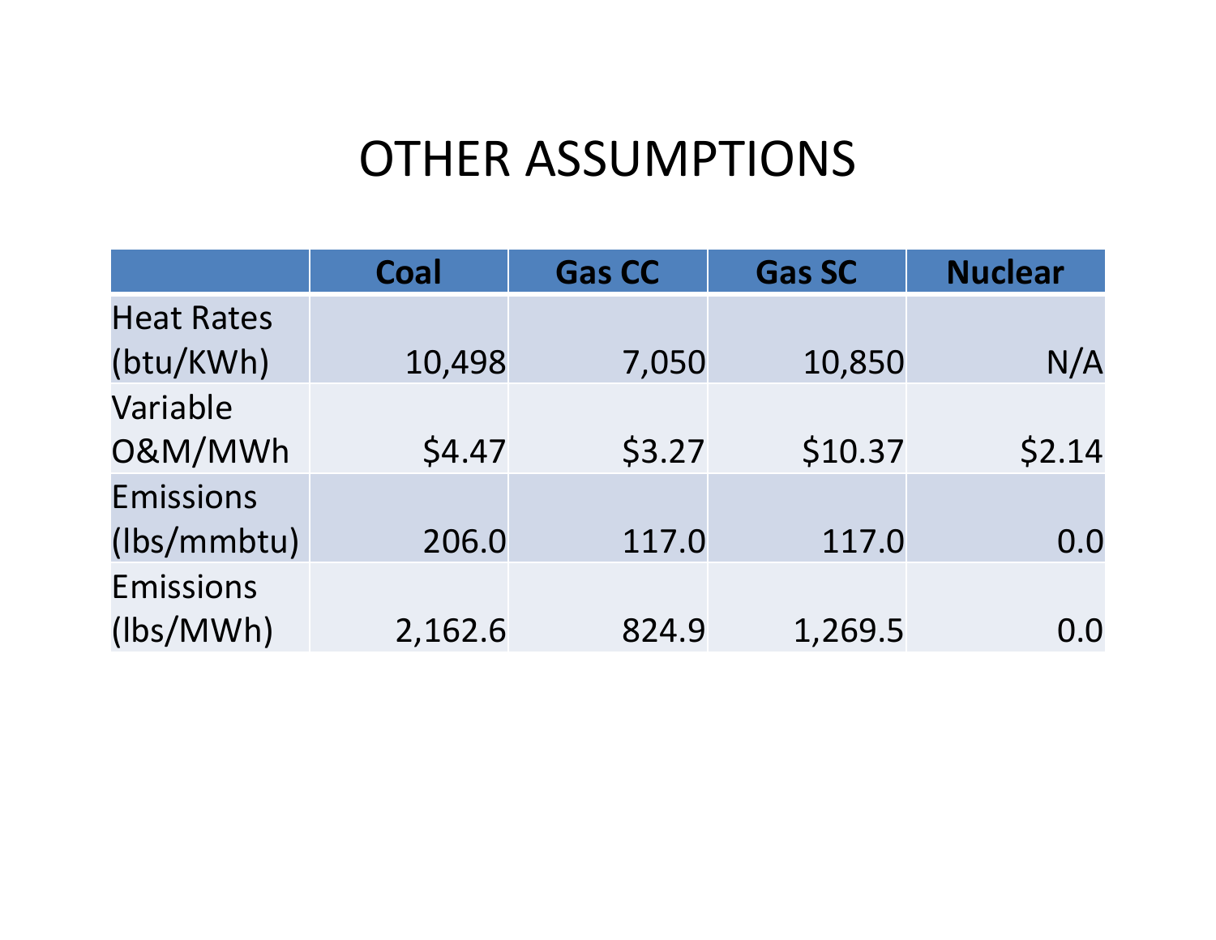# OTHER ASSUMPTIONS

| | Coal | Gas CC | Gas SC | Nuclear |
|---|---|---|---|---|
| Heat Rates (btu/KWh) | 10,498 | 7,050 | 10,850 | N/A |
| Variable O&M/MWh | $4.47 | $3.27 | $10.37 | $2.14 |
| Emissions (lbs/mmbtu) | 206.0 | 117.0 | 117.0 | 0.0 |
| Emissions (lbs/MWh) | 2,162.6 | 824.9 | 1,269.5 | 0.0 |